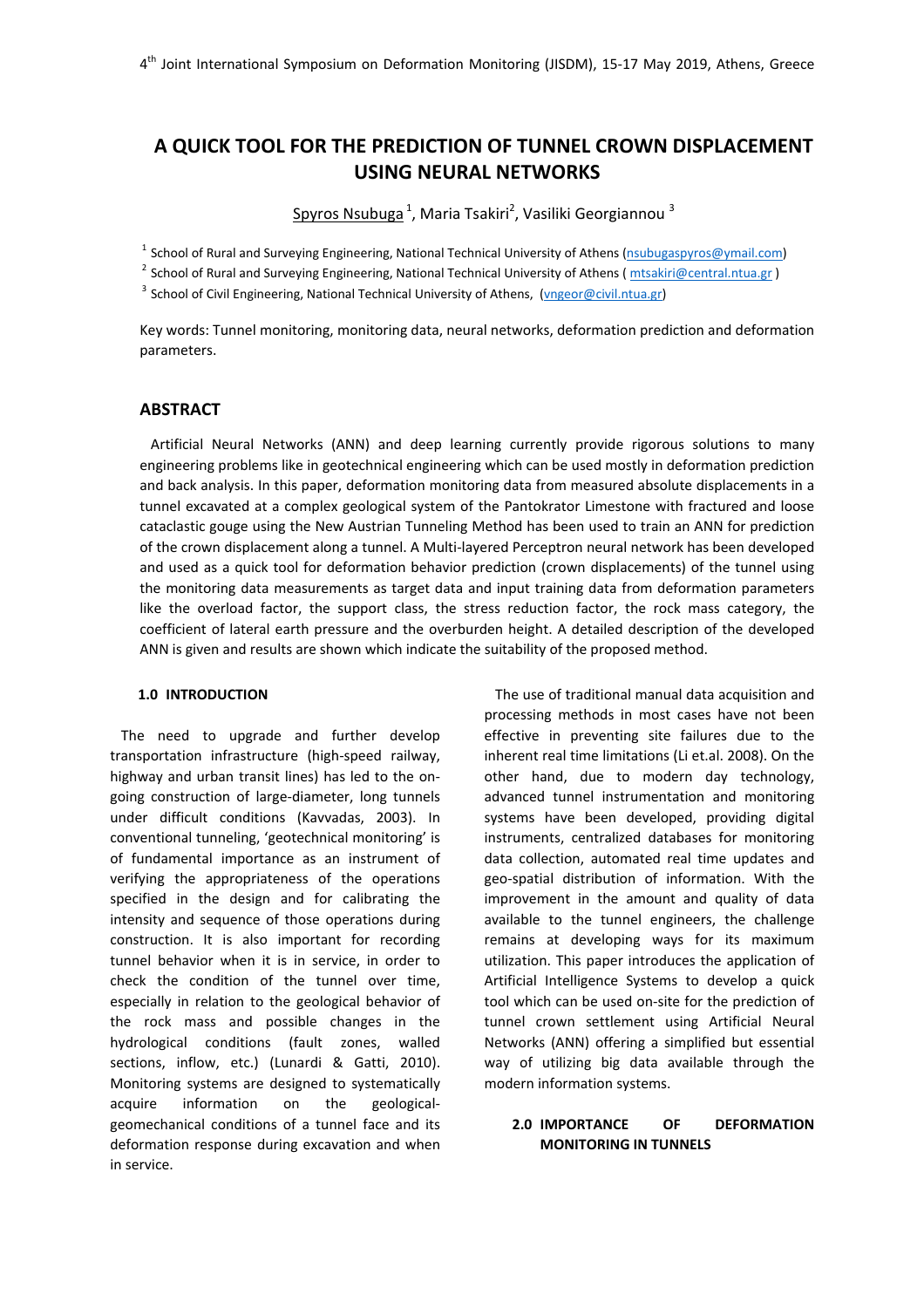# A QUICK TOOL FOR THE PREDICTION OF TUNNEL CROWN DISPLACEMENT USING NEURAL NETWORKS

Spyros Nsubuga [1], Maria Tsakiri[2], Vasiliki Georgiannou [3]

[1] School of Rural and Surveying Engineering, National Technical University of Athens (nsubugaspyros@ymail.com)

[2] School of Rural and Surveying Engineering, National Technical University of Athens ( mtsakiri@central.ntua.gr )

[3] School of Civil Engineering, National Technical University of Athens, (vngeor@civil.ntua.gr)

Key words: Tunnel monitoring, monitoring data, neural networks, deformation prediction and deformation parameters.

## ABSTRACT

Artificial Neural Networks (ANN) and deep learning currently provide rigorous solutions to many engineering problems like in geotechnical engineering which can be used mostly in deformation prediction and back analysis. In this paper, deformation monitoring data from measured absolute displacements in a tunnel excavated at a complex geological system of the Pantokrator Limestone with fractured and loose cataclastic gouge using the New Austrian Tunneling Method has been used to train an ANN for prediction of the crown displacement along a tunnel. A Multi-layered Perceptron neural network has been developed and used as a quick tool for deformation behavior prediction (crown displacements) of the tunnel using the monitoring data measurements as target data and input training data from deformation parameters like the overload factor, the support class, the stress reduction factor, the rock mass category, the coefficient of lateral earth pressure and the overburden height. A detailed description of the developed ANN is given and results are shown which indicate the suitability of the proposed method.

### 1.0 INTRODUCTION

The need to upgrade and further develop transportation infrastructure (high-speed railway, highway and urban transit lines) has led to the on-going construction of large-diameter, long tunnels under difficult conditions (Kavvadas, 2003). In conventional tunneling, 'geotechnical monitoring' is of fundamental importance as an instrument of verifying the appropriateness of the operations specified in the design and for calibrating the intensity and sequence of those operations during construction. It is also important for recording tunnel behavior when it is in service, in order to check the condition of the tunnel over time, especially in relation to the geological behavior of the rock mass and possible changes in the hydrological conditions (fault zones, walled sections, inflow, etc.) (Lunardi & Gatti, 2010). Monitoring systems are designed to systematically acquire information on the geological-geomechanical conditions of a tunnel face and its deformation response during excavation and when in service.

The use of traditional manual data acquisition and processing methods in most cases have not been effective in preventing site failures due to the inherent real time limitations (Li et.al. 2008). On the other hand, due to modern day technology, advanced tunnel instrumentation and monitoring systems have been developed, providing digital instruments, centralized databases for monitoring data collection, automated real time updates and geo-spatial distribution of information. With the improvement in the amount and quality of data available to the tunnel engineers, the challenge remains at developing ways for its maximum utilization. This paper introduces the application of Artificial Intelligence Systems to develop a quick tool which can be used on-site for the prediction of tunnel crown settlement using Artificial Neural Networks (ANN) offering a simplified but essential way of utilizing big data available through the modern information systems.

### 2.0 IMPORTANCE OF DEFORMATION MONITORING IN TUNNELS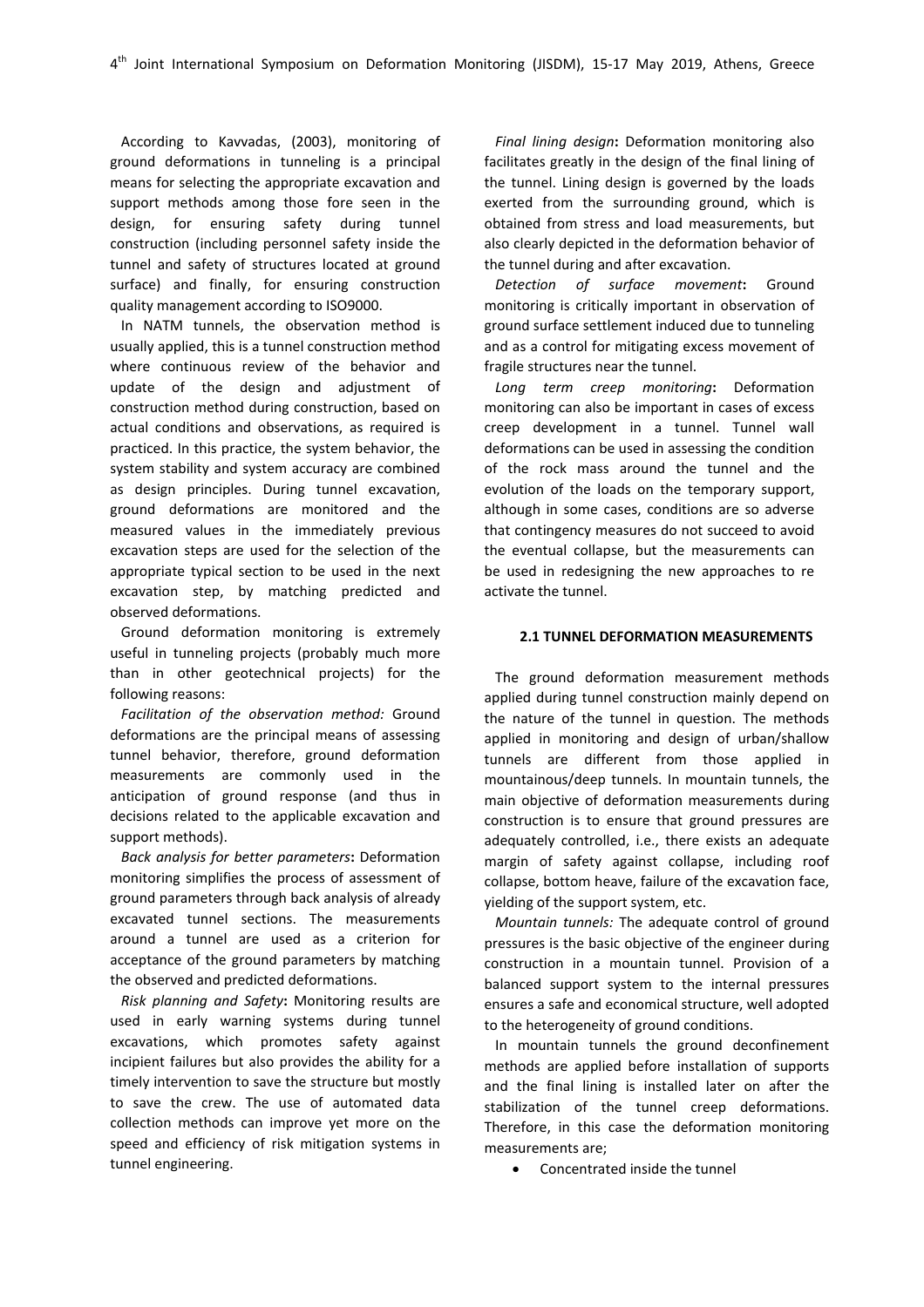According to Kavvadas, (2003), monitoring of ground deformations in tunneling is a principal means for selecting the appropriate excavation and support methods among those fore seen in the design, for ensuring safety during tunnel construction (including personnel safety inside the tunnel and safety of structures located at ground surface) and finally, for ensuring construction quality management according to ISO9000.

In NATM tunnels, the observation method is usually applied, this is a tunnel construction method where continuous review of the behavior and update of the design and adjustment of construction method during construction, based on actual conditions and observations, as required is practiced. In this practice, the system behavior, the system stability and system accuracy are combined as design principles. During tunnel excavation, ground deformations are monitored and the measured values in the immediately previous excavation steps are used for the selection of the appropriate typical section to be used in the next excavation step, by matching predicted and observed deformations.

Ground deformation monitoring is extremely useful in tunneling projects (probably much more than in other geotechnical projects) for the following reasons:

*Facilitation of the observation method:* Ground deformations are the principal means of assessing tunnel behavior, therefore, ground deformation measurements are commonly used in the anticipation of ground response (and thus in decisions related to the applicable excavation and support methods).

*Back analysis for better parameters***:** Deformation monitoring simplifies the process of assessment of ground parameters through back analysis of already excavated tunnel sections. The measurements around a tunnel are used as a criterion for acceptance of the ground parameters by matching the observed and predicted deformations.

*Risk planning and Safety***:** Monitoring results are used in early warning systems during tunnel excavations, which promotes safety against incipient failures but also provides the ability for a timely intervention to save the structure but mostly to save the crew. The use of automated data collection methods can improve yet more on the speed and efficiency of risk mitigation systems in tunnel engineering.

*Final lining design***:** Deformation monitoring also facilitates greatly in the design of the final lining of the tunnel. Lining design is governed by the loads exerted from the surrounding ground, which is obtained from stress and load measurements, but also clearly depicted in the deformation behavior of the tunnel during and after excavation.

*Detection of surface movement***:** Ground monitoring is critically important in observation of ground surface settlement induced due to tunneling and as a control for mitigating excess movement of fragile structures near the tunnel.

*Long term creep monitoring***:** Deformation monitoring can also be important in cases of excess creep development in a tunnel. Tunnel wall deformations can be used in assessing the condition of the rock mass around the tunnel and the evolution of the loads on the temporary support, although in some cases, conditions are so adverse that contingency measures do not succeed to avoid the eventual collapse, but the measurements can be used in redesigning the new approaches to re activate the tunnel.

## 2.1 TUNNEL DEFORMATION MEASUREMENTS

The ground deformation measurement methods applied during tunnel construction mainly depend on the nature of the tunnel in question. The methods applied in monitoring and design of urban/shallow tunnels are different from those applied in mountainous/deep tunnels. In mountain tunnels, the main objective of deformation measurements during construction is to ensure that ground pressures are adequately controlled, i.e., there exists an adequate margin of safety against collapse, including roof collapse, bottom heave, failure of the excavation face, yielding of the support system, etc.

*Mountain tunnels:* The adequate control of ground pressures is the basic objective of the engineer during construction in a mountain tunnel. Provision of a balanced support system to the internal pressures ensures a safe and economical structure, well adopted to the heterogeneity of ground conditions.

In mountain tunnels the ground deconfinement methods are applied before installation of supports and the final lining is installed later on after the stabilization of the tunnel creep deformations. Therefore, in this case the deformation monitoring measurements are;

- Concentrated inside the tunnel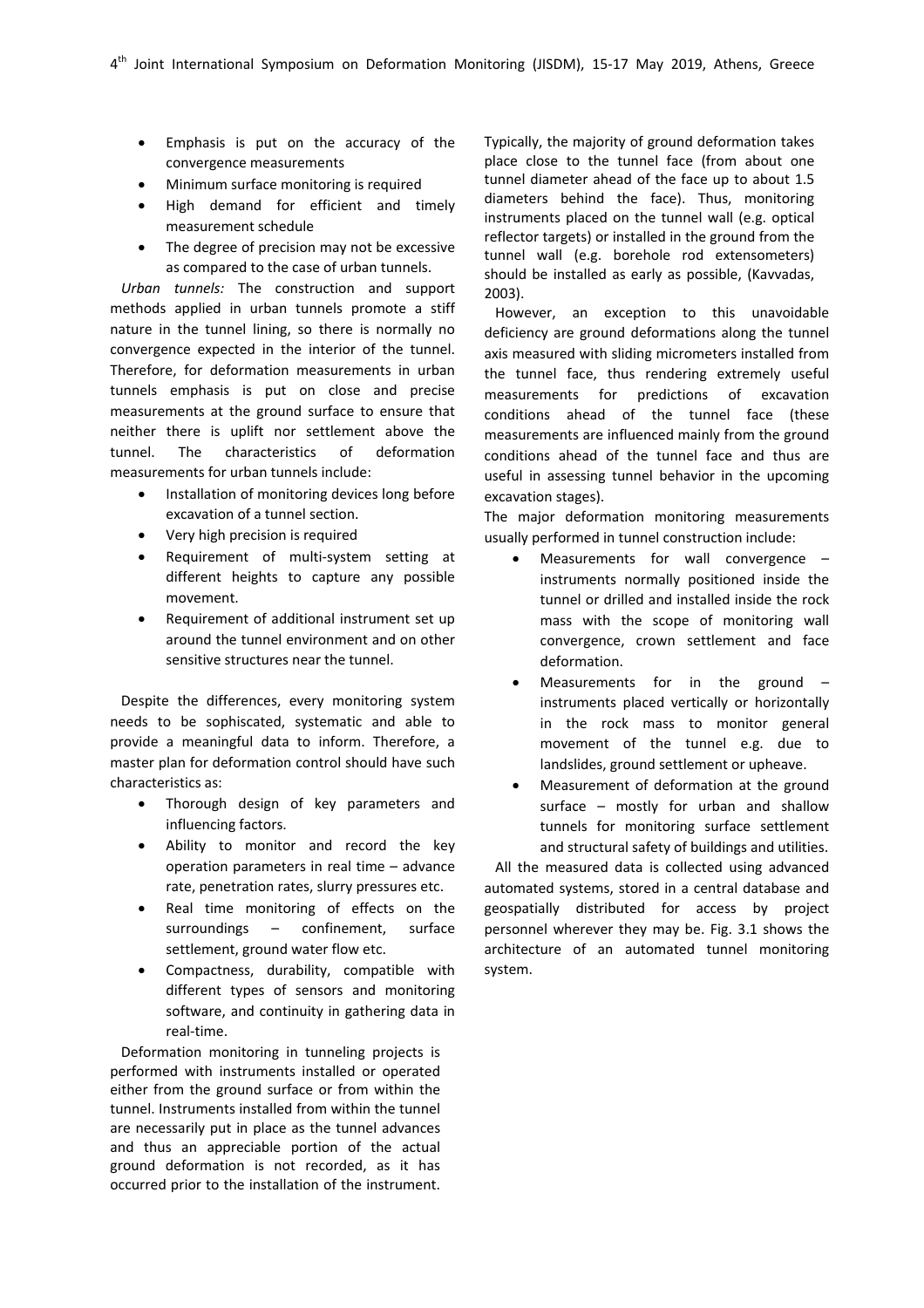- Emphasis is put on the accuracy of the convergence measurements
- Minimum surface monitoring is required
- High demand for efficient and timely measurement schedule
- The degree of precision may not be excessive as compared to the case of urban tunnels.

*Urban tunnels:* The construction and support methods applied in urban tunnels promote a stiff nature in the tunnel lining, so there is normally no convergence expected in the interior of the tunnel. Therefore, for deformation measurements in urban tunnels emphasis is put on close and precise measurements at the ground surface to ensure that neither there is uplift nor settlement above the tunnel. The characteristics of deformation measurements for urban tunnels include:

- Installation of monitoring devices long before excavation of a tunnel section.
- Very high precision is required
- Requirement of multi-system setting at different heights to capture any possible movement.
- Requirement of additional instrument set up around the tunnel environment and on other sensitive structures near the tunnel.

Despite the differences, every monitoring system needs to be sophiscated, systematic and able to provide a meaningful data to inform. Therefore, a master plan for deformation control should have such characteristics as:

- Thorough design of key parameters and influencing factors.
- Ability to monitor and record the key operation parameters in real time – advance rate, penetration rates, slurry pressures etc.
- Real time monitoring of effects on the surroundings – confinement, surface settlement, ground water flow etc.
- Compactness, durability, compatible with different types of sensors and monitoring software, and continuity in gathering data in real-time.

Deformation monitoring in tunneling projects is performed with instruments installed or operated either from the ground surface or from within the tunnel. Instruments installed from within the tunnel are necessarily put in place as the tunnel advances and thus an appreciable portion of the actual ground deformation is not recorded, as it has occurred prior to the installation of the instrument. Typically, the majority of ground deformation takes place close to the tunnel face (from about one tunnel diameter ahead of the face up to about 1.5 diameters behind the face). Thus, monitoring instruments placed on the tunnel wall (e.g. optical reflector targets) or installed in the ground from the tunnel wall (e.g. borehole rod extensometers) should be installed as early as possible, (Kavvadas, 2003).

However, an exception to this unavoidable deficiency are ground deformations along the tunnel axis measured with sliding micrometers installed from the tunnel face, thus rendering extremely useful measurements for predictions of excavation conditions ahead of the tunnel face (these measurements are influenced mainly from the ground conditions ahead of the tunnel face and thus are useful in assessing tunnel behavior in the upcoming excavation stages).

The major deformation monitoring measurements usually performed in tunnel construction include:

- Measurements for wall convergence – instruments normally positioned inside the tunnel or drilled and installed inside the rock mass with the scope of monitoring wall convergence, crown settlement and face deformation.
- Measurements for in the ground – instruments placed vertically or horizontally in the rock mass to monitor general movement of the tunnel e.g. due to landslides, ground settlement or upheave.
- Measurement of deformation at the ground surface – mostly for urban and shallow tunnels for monitoring surface settlement and structural safety of buildings and utilities.

All the measured data is collected using advanced automated systems, stored in a central database and geospatially distributed for access by project personnel wherever they may be. Fig. 3.1 shows the architecture of an automated tunnel monitoring system.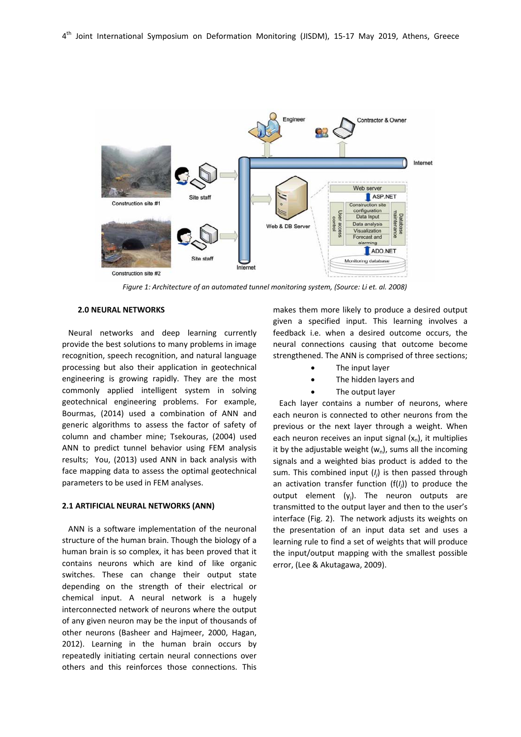*Figure 1: Architecture of an automated tunnel monitoring system, (Source: Li et. al. 2008)*

## 2.0 NEURAL NETWORKS

Neural networks and deep learning currently provide the best solutions to many problems in image recognition, speech recognition, and natural language processing but also their application in geotechnical engineering is growing rapidly. They are the most commonly applied intelligent system in solving geotechnical engineering problems. For example, Bourmas, (2014) used a combination of ANN and generic algorithms to assess the factor of safety of column and chamber mine; Tsekouras, (2004) used ANN to predict tunnel behavior using FEM analysis results; You, (2013) used ANN in back analysis with face mapping data to assess the optimal geotechnical parameters to be used in FEM analyses.

### 2.1 ARTIFICIAL NEURAL NETWORKS (ANN)

ANN is a software implementation of the neuronal structure of the human brain. Though the biology of a human brain is so complex, it has been proved that it contains neurons which are kind of like organic switches. These can change their output state depending on the strength of their electrical or chemical input. A neural network is a hugely interconnected network of neurons where the output of any given neuron may be the input of thousands of other neurons (Basheer and Hajmeer, 2000, Hagan, 2012). Learning in the human brain occurs by repeatedly initiating certain neural connections over others and this reinforces those connections. This makes them more likely to produce a desired output given a specified input. This learning involves a feedback i.e. when a desired outcome occurs, the neural connections causing that outcome become strengthened. The ANN is comprised of three sections;

- The input layer
- The hidden layers and
- The output layer

Each layer contains a number of neurons, where each neuron is connected to other neurons from the previous or the next layer through a weight. When each neuron receives an input signal ($x_n$), it multiplies it by the adjustable weight ($w_n$), sums all the incoming signals and a weighted bias product is added to the sum. This combined input ($I_j$) is then passed through an activation transfer function ($f(I_j)$) to produce the output element ($y_j$). The neuron outputs are transmitted to the output layer and then to the user's interface (Fig. 2). The network adjusts its weights on the presentation of an input data set and uses a learning rule to find a set of weights that will produce the input/output mapping with the smallest possible error, (Lee & Akutagawa, 2009).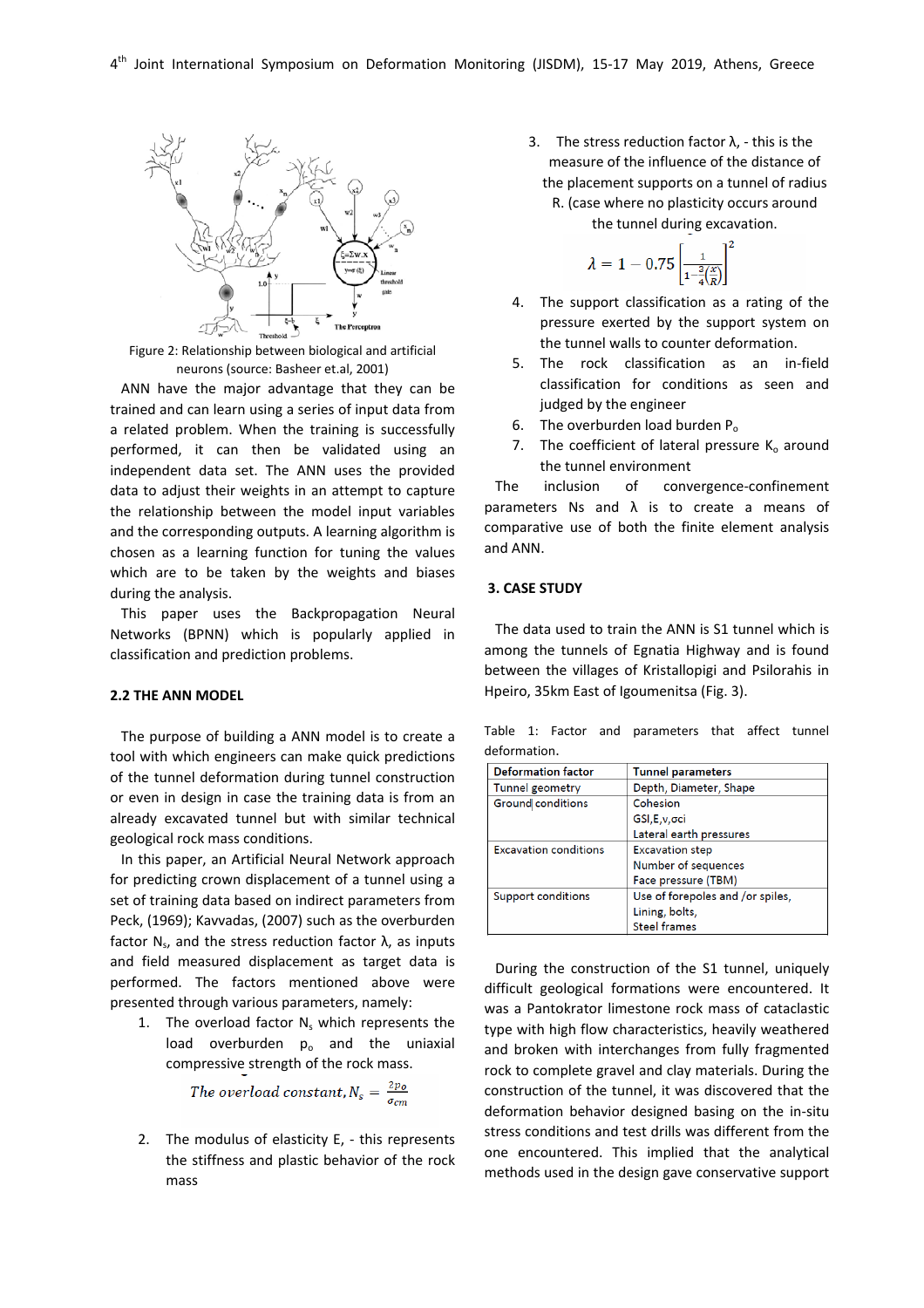Figure 2: Relationship between biological and artificial neurons (source: Basheer et.al, 2001)

ANN have the major advantage that they can be trained and can learn using a series of input data from a related problem. When the training is successfully performed, it can then be validated using an independent data set. The ANN uses the provided data to adjust their weights in an attempt to capture the relationship between the model input variables and the corresponding outputs. A learning algorithm is chosen as a learning function for tuning the values which are to be taken by the weights and biases during the analysis.

This paper uses the Backpropagation Neural Networks (BPNN) which is popularly applied in classification and prediction problems.

## 2.2 THE ANN MODEL

The purpose of building a ANN model is to create a tool with which engineers can make quick predictions of the tunnel deformation during tunnel construction or even in design in case the training data is from an already excavated tunnel but with similar technical geological rock mass conditions.

In this paper, an Artificial Neural Network approach for predicting crown displacement of a tunnel using a set of training data based on indirect parameters from Peck, (1969); Kavvadas, (2007) such as the overburden factor $N_s$, and the stress reduction factor λ, as inputs and field measured displacement as target data is performed. The factors mentioned above were presented through various parameters, namely:

1. The overload factor $N_s$ which represents the load overburden $p_o$ and the uniaxial compressive strength of the rock mass.

$$The\ overload\ constant, N_s = \frac{2p_o}{\sigma_{cm}}$$

2. The modulus of elasticity E, - this represents the stiffness and plastic behavior of the rock mass
3. The stress reduction factor λ, - this is the measure of the influence of the distance of the placement supports on a tunnel of radius R. (case where no plasticity occurs around the tunnel during excavation.

$$\lambda = 1 - 0.75\left[\frac{1}{1-\frac{3}{4}\left(\frac{x}{R}\right)}\right]^2$$

4. The support classification as a rating of the pressure exerted by the support system on the tunnel walls to counter deformation.
5. The rock classification as an in-field classification for conditions as seen and judged by the engineer
6. The overburden load burden $P_o$
7. The coefficient of lateral pressure $K_o$ around the tunnel environment

The inclusion of convergence-confinement parameters Ns and λ is to create a means of comparative use of both the finite element analysis and ANN.

## 3. CASE STUDY

The data used to train the ANN is S1 tunnel which is among the tunnels of Egnatia Highway and is found between the villages of Kristallopigi and Psilorahis in Hpeiro, 35km East of Igoumenitsa (Fig. 3).

Table 1: Factor and parameters that affect tunnel deformation.

| Deformation factor | Tunnel parameters |
|---|---|
| Tunnel geometry | Depth, Diameter, Shape |
| Ground conditions | Cohesion<br>GSI,E,v,σci<br>Lateral earth pressures |
| Excavation conditions | Excavation step<br>Number of sequences<br>Face pressure (TBM) |
| Support conditions | Use of forepoles and /or spiles,<br>Lining, bolts,<br>Steel frames |

During the construction of the S1 tunnel, uniquely difficult geological formations were encountered. It was a Pantokrator limestone rock mass of cataclastic type with high flow characteristics, heavily weathered and broken with interchanges from fully fragmented rock to complete gravel and clay materials. During the construction of the tunnel, it was discovered that the deformation behavior designed basing on the in-situ stress conditions and test drills was different from the one encountered. This implied that the analytical methods used in the design gave conservative support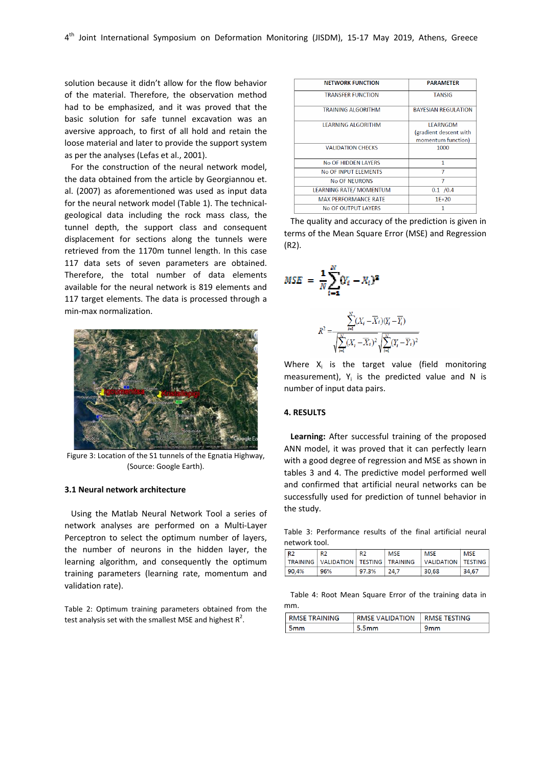solution because it didn't allow for the flow behavior of the material. Therefore, the observation method had to be emphasized, and it was proved that the basic solution for safe tunnel excavation was an aversive approach, to first of all hold and retain the loose material and later to provide the support system as per the analyses (Lefas et al., 2001).

For the construction of the neural network model, the data obtained from the article by Georgiannou et. al. (2007) as aforementioned was used as input data for the neural network model (Table 1). The technical-geological data including the rock mass class, the tunnel depth, the support class and consequent displacement for sections along the tunnels were retrieved from the 1170m tunnel length. In this case 117 data sets of seven parameters are obtained. Therefore, the total number of data elements available for the neural network is 819 elements and 117 target elements. The data is processed through a min-max normalization.

Figure 3: Location of the S1 tunnels of the Egnatia Highway, (Source: Google Earth).

### 3.1 Neural network architecture

Using the Matlab Neural Network Tool a series of network analyses are performed on a Multi-Layer Perceptron to select the optimum number of layers, the number of neurons in the hidden layer, the learning algorithm, and consequently the optimum training parameters (learning rate, momentum and validation rate).

Table 2: Optimum training parameters obtained from the test analysis set with the smallest MSE and highest $R^2$.

| NETWORK FUNCTION | PARAMETER |
|---|---|
| TRANSFER FUNCTION | TANSIG |
| TRAINING ALGORITHM | BAYESIAN REGULATION |
| LEARNING ALGORITHM | LEARNGDM (gradient descent with momentum function) |
| VALIDATION CHECKS | 1000 |
| No OF HIDDEN LAYERS | 1 |
| No OF INPUT ELEMENTS | 7 |
| No OF NEURONS | 7 |
| LEARNING RATE/ MOMENTUM | 0.1 /0.4 |
| MAX PERFORMANCE RATE | 1E+20 |
| No OF OUTPUT LAYERS | 1 |

The quality and accuracy of the prediction is given in terms of the Mean Square Error (MSE) and Regression (R2).

$$MSE = \frac{1}{N}\sum_{i=1}^{N}(Y_i - X_i)^2$$

$$R^2 = \frac{\sum_{i=1}^{N}(X_i - \overline{X}_i)(Y_i - \overline{Y}_i)}{\sqrt{\sum_{i=1}^{N}(X_i - \overline{X}_i)^2}\sqrt{\sum_{i=1}^{N}(Y_i - \overline{Y}_i)^2}}$$

Where $X_i$ is the target value (field monitoring measurement), $Y_i$ is the predicted value and N is number of input data pairs.

## 4. RESULTS

**Learning:** After successful training of the proposed ANN model, it was proved that it can perfectly learn with a good degree of regression and MSE as shown in tables 3 and 4. The predictive model performed well and confirmed that artificial neural networks can be successfully used for prediction of tunnel behavior in the study.

Table 3: Performance results of the final artificial neural network tool.

| R2 TRAINING | R2 VALIDATION | R2 TESTING | MSE TRAINING | MSE VALIDATION | MSE TESTING |
|---|---|---|---|---|---|
| 90,4% | 96% | 97.3% | 24,7 | 30,68 | 34,67 |

Table 4: Root Mean Square Error of the training data in mm.

| RMSE TRAINING | RMSE VALIDATION | RMSE TESTING |
|---|---|---|
| 5mm | 5.5mm | 9mm |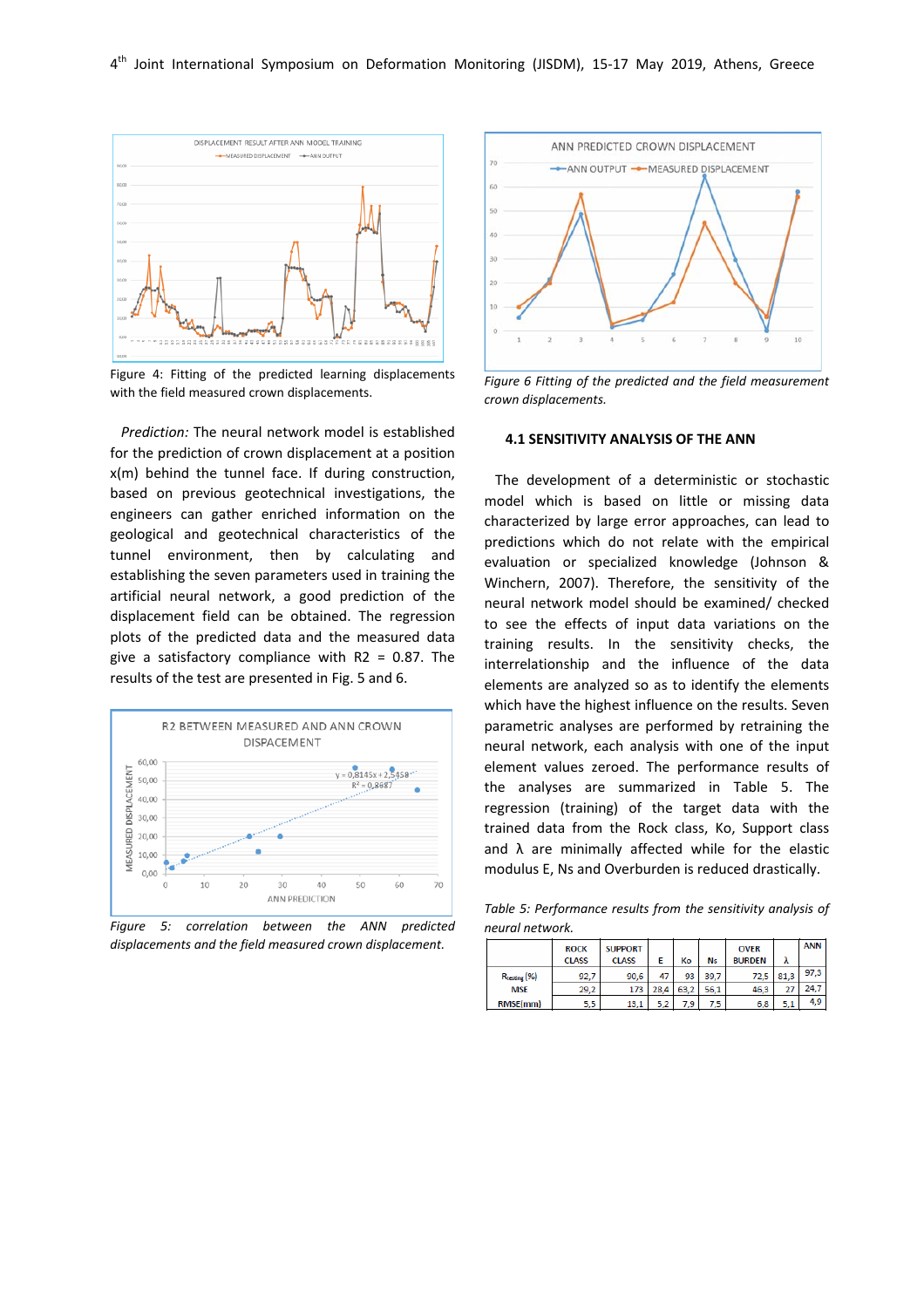Figure 4: Fitting of the predicted learning displacements with the field measured crown displacements.

*Prediction:* The neural network model is established for the prediction of crown displacement at a position x(m) behind the tunnel face. If during construction, based on previous geotechnical investigations, the engineers can gather enriched information on the geological and geotechnical characteristics of the tunnel environment, then by calculating and establishing the seven parameters used in training the artificial neural network, a good prediction of the displacement field can be obtained. The regression plots of the predicted data and the measured data give a satisfactory compliance with R2 = 0.87. The results of the test are presented in Fig. 5 and 6.

*Figure 5: correlation between the ANN predicted displacements and the field measured crown displacement.*

*Figure 6 Fitting of the predicted and the field measurement crown displacements.*

#### 4.1 SENSITIVITY ANALYSIS OF THE ANN

The development of a deterministic or stochastic model which is based on little or missing data characterized by large error approaches, can lead to predictions which do not relate with the empirical evaluation or specialized knowledge (Johnson & Winchern, 2007). Therefore, the sensitivity of the neural network model should be examined/ checked to see the effects of input data variations on the training results. In the sensitivity checks, the interrelationship and the influence of the data elements are analyzed so as to identify the elements which have the highest influence on the results. Seven parametric analyses are performed by retraining the neural network, each analysis with one of the input element values zeroed. The performance results of the analyses are summarized in Table 5. The regression (training) of the target data with the trained data from the Rock class, Ko, Support class and λ are minimally affected while for the elastic modulus E, Ns and Overburden is reduced drastically.

*Table 5: Performance results from the sensitivity analysis of neural network.*

| | ROCK CLASS | SUPPORT CLASS | E | Ko | Ns | OVER BURDEN | λ | ANN |
|---|---|---|---|---|---|---|---|---|
| $R_{testing}$ (%) | 92,7 | 90,6 | 47 | 93 | 39,7 | 72,5 | 81,3 | 97,3 |
| MSE | 29,2 | 173 | 28,4 | 63,2 | 56,1 | 46,3 | 27 | 24,7 |
| RMSE(mm) | 5,5 | 13,1 | 5,2 | 7,9 | 7,5 | 6,8 | 5,1 | 4,9 |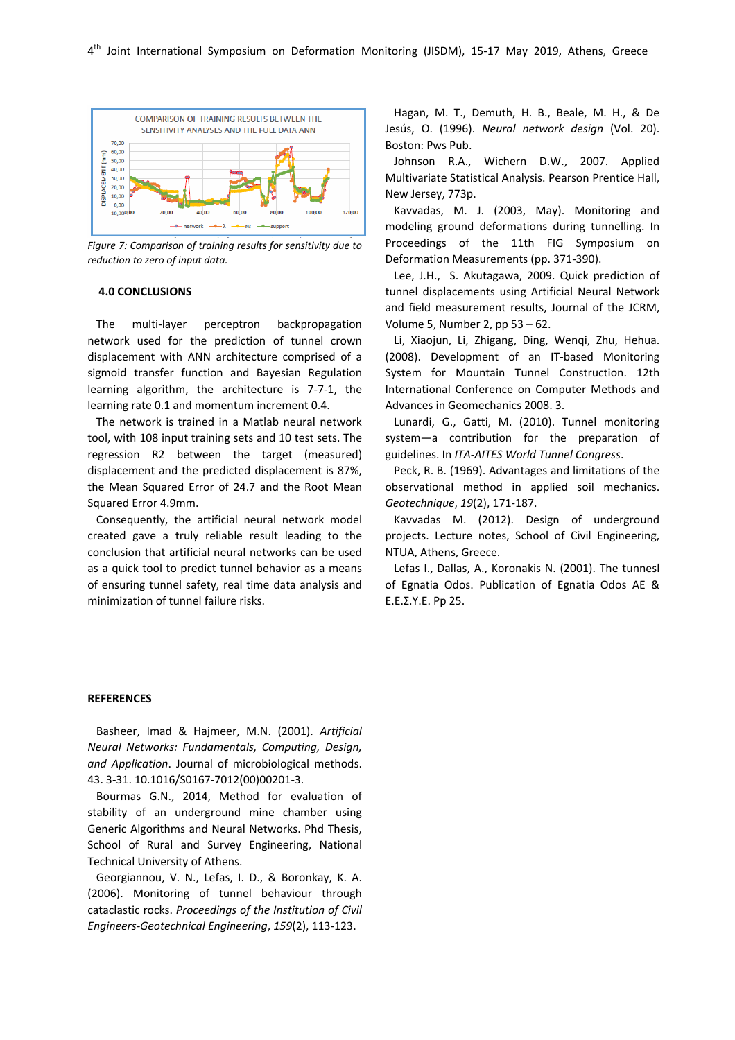*Figure 7: Comparison of training results for sensitivity due to reduction to zero of input data.*

## 4.0 CONCLUSIONS

The multi-layer perceptron backpropagation network used for the prediction of tunnel crown displacement with ANN architecture comprised of a sigmoid transfer function and Bayesian Regulation learning algorithm, the architecture is 7-7-1, the learning rate 0.1 and momentum increment 0.4.

The network is trained in a Matlab neural network tool, with 108 input training sets and 10 test sets. The regression R2 between the target (measured) displacement and the predicted displacement is 87%, the Mean Squared Error of 24.7 and the Root Mean Squared Error 4.9mm.

Consequently, the artificial neural network model created gave a truly reliable result leading to the conclusion that artificial neural networks can be used as a quick tool to predict tunnel behavior as a means of ensuring tunnel safety, real time data analysis and minimization of tunnel failure risks.

## REFERENCES

Basheer, Imad & Hajmeer, M.N. (2001). *Artificial Neural Networks: Fundamentals, Computing, Design, and Application*. Journal of microbiological methods. 43. 3-31. 10.1016/S0167-7012(00)00201-3.

Bourmas G.N., 2014, Method for evaluation of stability of an underground mine chamber using Generic Algorithms and Neural Networks. Phd Thesis, School of Rural and Survey Engineering, National Technical University of Athens.

Georgiannou, V. N., Lefas, I. D., & Boronkay, K. A. (2006). Monitoring of tunnel behaviour through cataclastic rocks. *Proceedings of the Institution of Civil Engineers-Geotechnical Engineering*, *159*(2), 113-123.

Hagan, M. T., Demuth, H. B., Beale, M. H., & De Jesús, O. (1996). *Neural network design* (Vol. 20). Boston: Pws Pub.

Johnson R.A., Wichern D.W., 2007. Applied Multivariate Statistical Analysis. Pearson Prentice Hall, New Jersey, 773p.

Kavvadas, M. J. (2003, May). Monitoring and modeling ground deformations during tunnelling. In Proceedings of the 11th FIG Symposium on Deformation Measurements (pp. 371-390).

Lee, J.H., S. Akutagawa, 2009. Quick prediction of tunnel displacements using Artificial Neural Network and field measurement results, Journal of the JCRM, Volume 5, Number 2, pp 53 – 62.

Li, Xiaojun, Li, Zhigang, Ding, Wenqi, Zhu, Hehua. (2008). Development of an IT-based Monitoring System for Mountain Tunnel Construction. 12th International Conference on Computer Methods and Advances in Geomechanics 2008. 3.

Lunardi, G., Gatti, M. (2010). Tunnel monitoring system—a contribution for the preparation of guidelines. In *ITA-AITES World Tunnel Congress*.

Peck, R. B. (1969). Advantages and limitations of the observational method in applied soil mechanics. *Geotechnique*, *19*(2), 171-187.

Kavvadas M. (2012). Design of underground projects. Lecture notes, School of Civil Engineering, NTUA, Athens, Greece.

Lefas I., Dallas, A., Koronakis N. (2001). The tunnesl of Egnatia Odos. Publication of Egnatia Odos AE & E.E.Σ.Y.E. Pp 25.